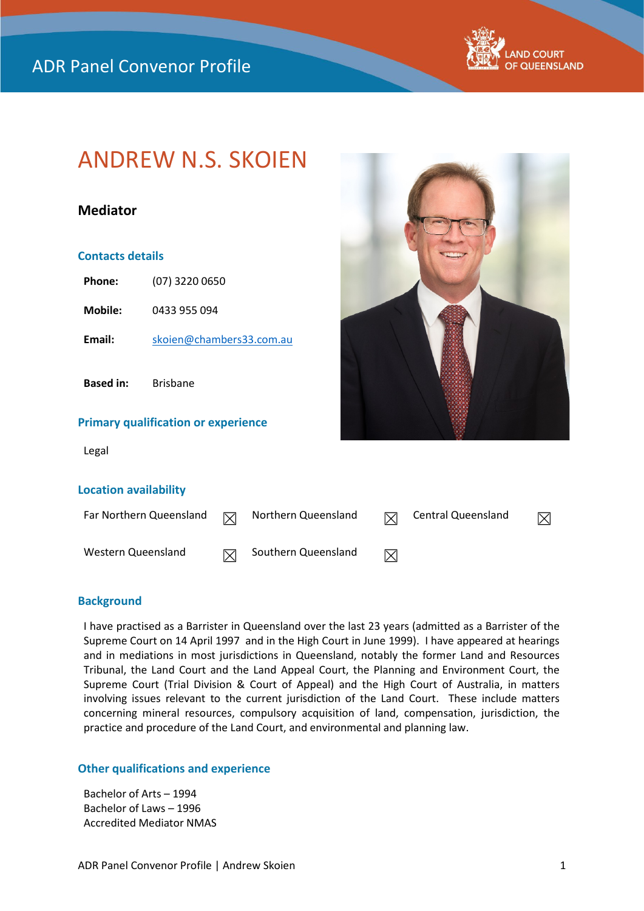ADR Panel Convenor Profile

LAND COURT OF QUEENSLAND

# ANDREW N.S. SKOIEN

## Mediator

### Contacts details

| | |
|---|---|
| **Phone:** | (07) 3220 0650 |
| **Mobile:** | 0433 955 094 |
| **Email:** | skoien@chambers33.com.au |
| **Based in:** | Brisbane |

### Primary qualification or experience

Legal

### Location availability

| | | | | | |
|---|---|---|---|---|---|
| Far Northern Queensland | ☒ | Northern Queensland | ☒ | Central Queensland | ☒ |
| Western Queensland | ☒ | Southern Queensland | ☒ | | |

### Background

I have practised as a Barrister in Queensland over the last 23 years (admitted as a Barrister of the Supreme Court on 14 April 1997 and in the High Court in June 1999). I have appeared at hearings and in mediations in most jurisdictions in Queensland, notably the former Land and Resources Tribunal, the Land Court and the Land Appeal Court, the Planning and Environment Court, the Supreme Court (Trial Division & Court of Appeal) and the High Court of Australia, in matters involving issues relevant to the current jurisdiction of the Land Court. These include matters concerning mineral resources, compulsory acquisition of land, compensation, jurisdiction, the practice and procedure of the Land Court, and environmental and planning law.

### Other qualifications and experience

Bachelor of Arts – 1994
Bachelor of Laws – 1996
Accredited Mediator NMAS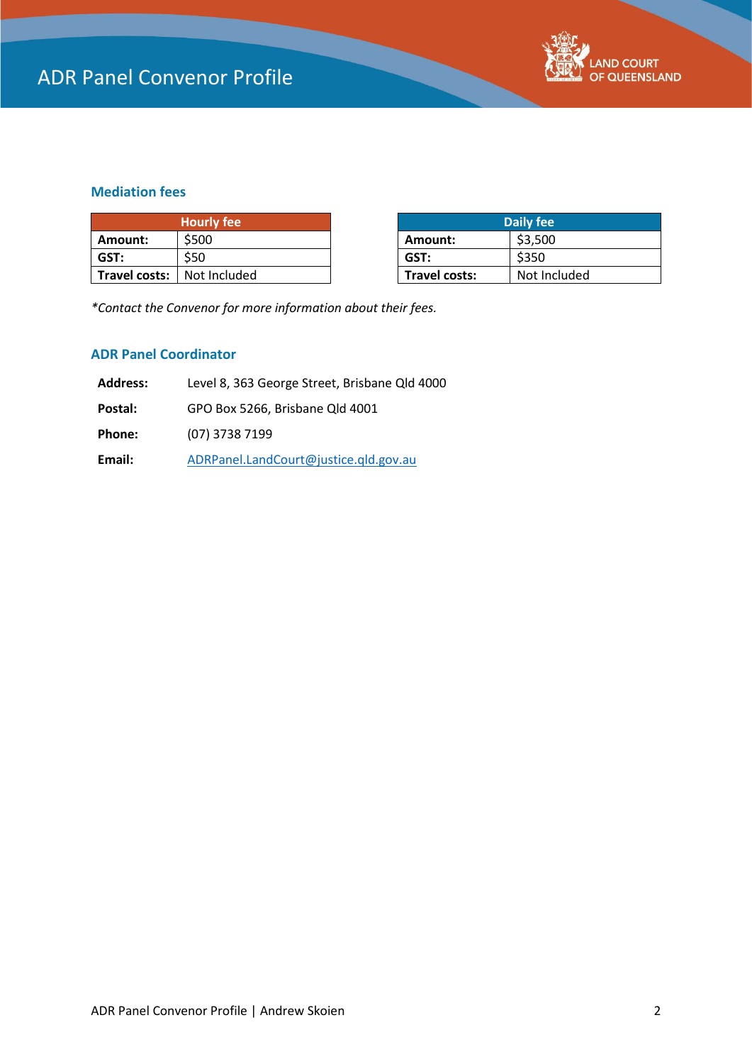## Mediation fees

| Hourly fee | |
|---|---|
| **Amount:** | $500 |
| **GST:** | $50 |
| **Travel costs:** | Not Included |

| Daily fee | |
|---|---|
| **Amount:** | $3,500 |
| **GST:** | $350 |
| **Travel costs:** | Not Included |

*\*Contact the Convenor for more information about their fees.*

## ADR Panel Coordinator

**Address:** Level 8, 363 George Street, Brisbane Qld 4000

**Postal:** GPO Box 5266, Brisbane Qld 4001

**Phone:** (07) 3738 7199

**Email:** ADRPanel.LandCourt@justice.qld.gov.au